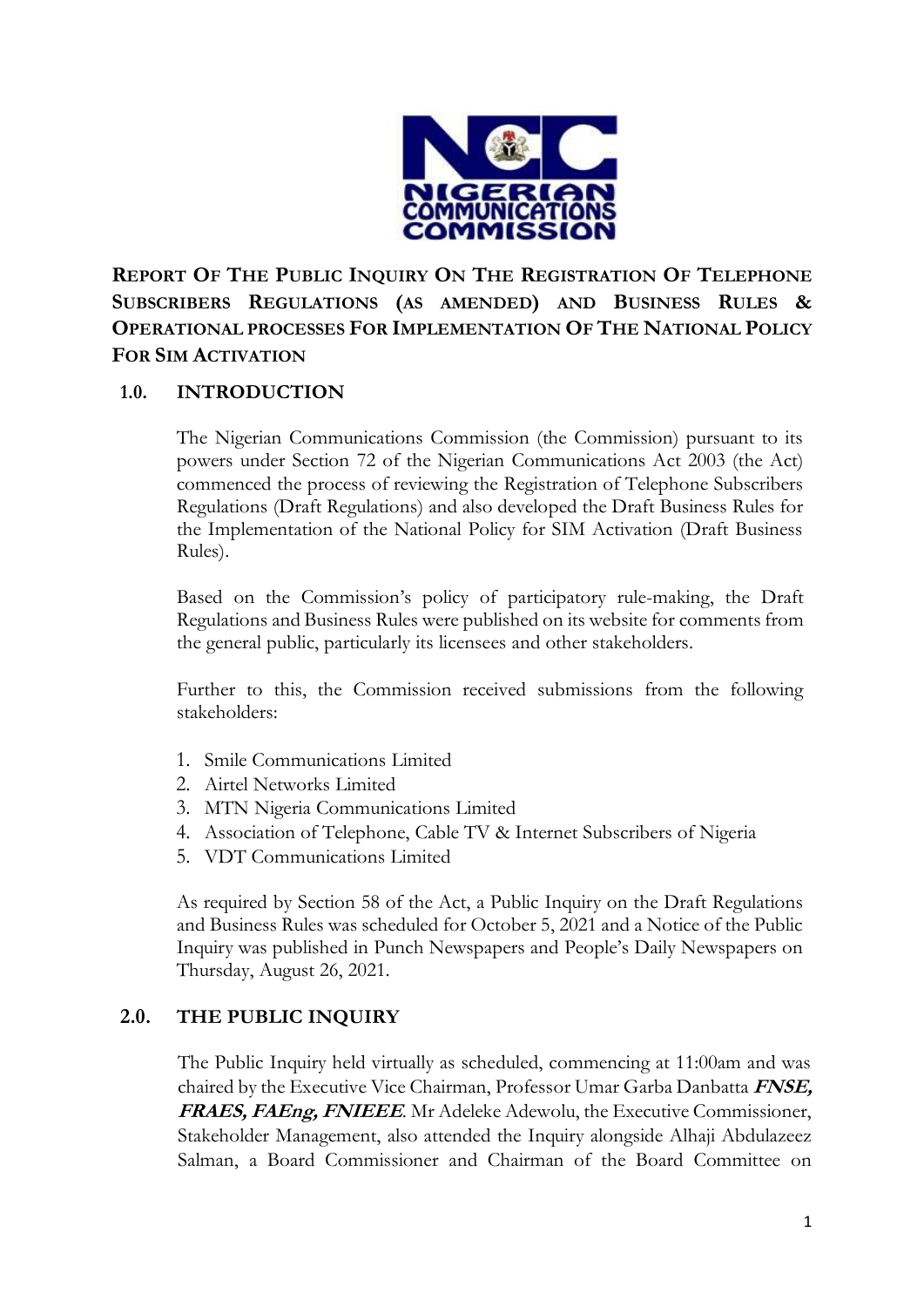**REPORT OF THE PUBLIC INQUIRY ON THE REGISTRATION OF TELEPHONE SUBSCRIBERS REGULATIONS (AS AMENDED) AND BUSINESS RULES & OPERATIONAL PROCESSES FOR IMPLEMENTATION OF THE NATIONAL POLICY FOR SIM ACTIVATION**

## 1.0. INTRODUCTION

The Nigerian Communications Commission (the Commission) pursuant to its powers under Section 72 of the Nigerian Communications Act 2003 (the Act) commenced the process of reviewing the Registration of Telephone Subscribers Regulations (Draft Regulations) and also developed the Draft Business Rules for the Implementation of the National Policy for SIM Activation (Draft Business Rules).

Based on the Commission's policy of participatory rule-making, the Draft Regulations and Business Rules were published on its website for comments from the general public, particularly its licensees and other stakeholders.

Further to this, the Commission received submissions from the following stakeholders:

1. Smile Communications Limited
2. Airtel Networks Limited
3. MTN Nigeria Communications Limited
4. Association of Telephone, Cable TV & Internet Subscribers of Nigeria
5. VDT Communications Limited

As required by Section 58 of the Act, a Public Inquiry on the Draft Regulations and Business Rules was scheduled for October 5, 2021 and a Notice of the Public Inquiry was published in Punch Newspapers and People's Daily Newspapers on Thursday, August 26, 2021.

## 2.0. THE PUBLIC INQUIRY

The Public Inquiry held virtually as scheduled, commencing at 11:00am and was chaired by the Executive Vice Chairman, Professor Umar Garba Danbatta ***FNSE, FRAES, FAEng, FNIEEE***. Mr Adeleke Adewolu, the Executive Commissioner, Stakeholder Management, also attended the Inquiry alongside Alhaji Abdulazeez Salman, a Board Commissioner and Chairman of the Board Committee on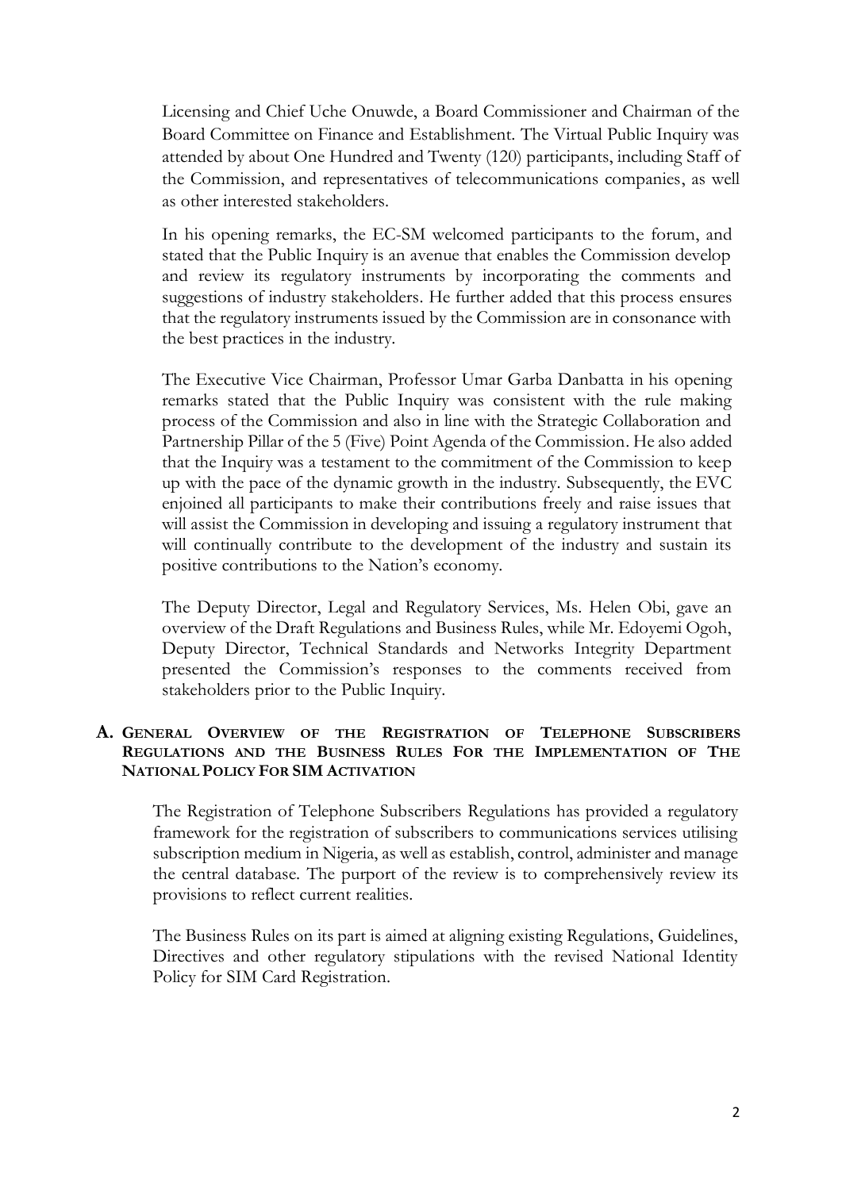Licensing and Chief Uche Onuwde, a Board Commissioner and Chairman of the Board Committee on Finance and Establishment. The Virtual Public Inquiry was attended by about One Hundred and Twenty (120) participants, including Staff of the Commission, and representatives of telecommunications companies, as well as other interested stakeholders.

In his opening remarks, the EC-SM welcomed participants to the forum, and stated that the Public Inquiry is an avenue that enables the Commission develop and review its regulatory instruments by incorporating the comments and suggestions of industry stakeholders. He further added that this process ensures that the regulatory instruments issued by the Commission are in consonance with the best practices in the industry.

The Executive Vice Chairman, Professor Umar Garba Danbatta in his opening remarks stated that the Public Inquiry was consistent with the rule making process of the Commission and also in line with the Strategic Collaboration and Partnership Pillar of the 5 (Five) Point Agenda of the Commission. He also added that the Inquiry was a testament to the commitment of the Commission to keep up with the pace of the dynamic growth in the industry. Subsequently, the EVC enjoined all participants to make their contributions freely and raise issues that will assist the Commission in developing and issuing a regulatory instrument that will continually contribute to the development of the industry and sustain its positive contributions to the Nation's economy.

The Deputy Director, Legal and Regulatory Services, Ms. Helen Obi, gave an overview of the Draft Regulations and Business Rules, while Mr. Edoyemi Ogoh, Deputy Director, Technical Standards and Networks Integrity Department presented the Commission's responses to the comments received from stakeholders prior to the Public Inquiry.

## A. General Overview of the Registration of Telephone Subscribers Regulations and the Business Rules For the Implementation of The National Policy For SIM Activation

The Registration of Telephone Subscribers Regulations has provided a regulatory framework for the registration of subscribers to communications services utilising subscription medium in Nigeria, as well as establish, control, administer and manage the central database. The purport of the review is to comprehensively review its provisions to reflect current realities.

The Business Rules on its part is aimed at aligning existing Regulations, Guidelines, Directives and other regulatory stipulations with the revised National Identity Policy for SIM Card Registration.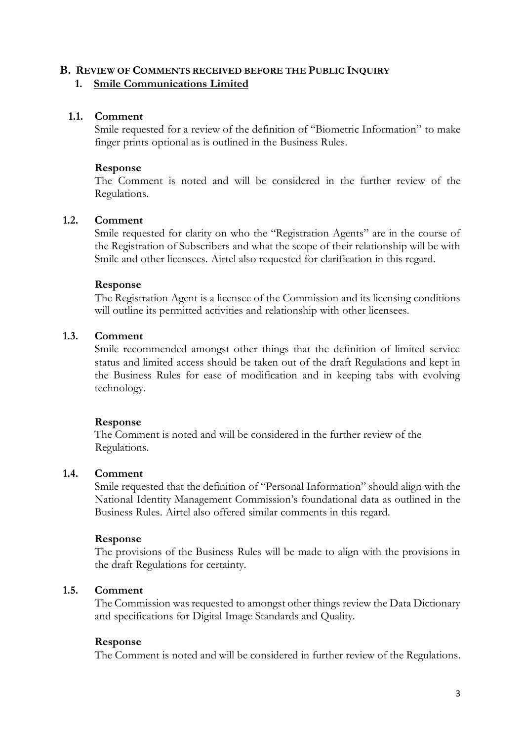## B. REVIEW OF COMMENTS RECEIVED BEFORE THE PUBLIC INQUIRY

### 1. Smile Communications Limited

**1.1. Comment**

Smile requested for a review of the definition of "Biometric Information" to make finger prints optional as is outlined in the Business Rules.

**Response**

The Comment is noted and will be considered in the further review of the Regulations.

**1.2. Comment**

Smile requested for clarity on who the "Registration Agents" are in the course of the Registration of Subscribers and what the scope of their relationship will be with Smile and other licensees. Airtel also requested for clarification in this regard.

**Response**

The Registration Agent is a licensee of the Commission and its licensing conditions will outline its permitted activities and relationship with other licensees.

**1.3. Comment**

Smile recommended amongst other things that the definition of limited service status and limited access should be taken out of the draft Regulations and kept in the Business Rules for ease of modification and in keeping tabs with evolving technology.

**Response**

The Comment is noted and will be considered in the further review of the Regulations.

**1.4. Comment**

Smile requested that the definition of "Personal Information" should align with the National Identity Management Commission's foundational data as outlined in the Business Rules. Airtel also offered similar comments in this regard.

**Response**

The provisions of the Business Rules will be made to align with the provisions in the draft Regulations for certainty.

**1.5. Comment**

The Commission was requested to amongst other things review the Data Dictionary and specifications for Digital Image Standards and Quality.

**Response**

The Comment is noted and will be considered in further review of the Regulations.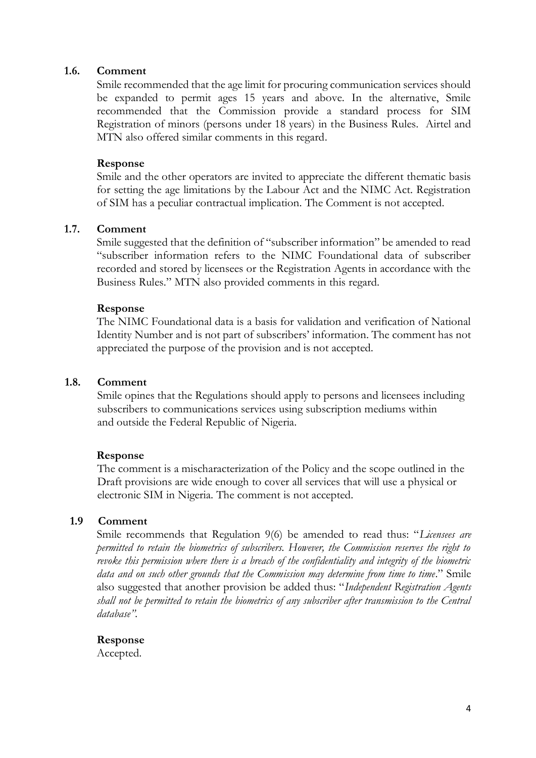**1.6. Comment**

Smile recommended that the age limit for procuring communication services should be expanded to permit ages 15 years and above. In the alternative, Smile recommended that the Commission provide a standard process for SIM Registration of minors (persons under 18 years) in the Business Rules. Airtel and MTN also offered similar comments in this regard.

**Response**

Smile and the other operators are invited to appreciate the different thematic basis for setting the age limitations by the Labour Act and the NIMC Act. Registration of SIM has a peculiar contractual implication. The Comment is not accepted.

**1.7. Comment**

Smile suggested that the definition of "subscriber information" be amended to read "subscriber information refers to the NIMC Foundational data of subscriber recorded and stored by licensees or the Registration Agents in accordance with the Business Rules." MTN also provided comments in this regard.

**Response**

The NIMC Foundational data is a basis for validation and verification of National Identity Number and is not part of subscribers' information. The comment has not appreciated the purpose of the provision and is not accepted.

**1.8. Comment**

Smile opines that the Regulations should apply to persons and licensees including subscribers to communications services using subscription mediums within and outside the Federal Republic of Nigeria.

**Response**

The comment is a mischaracterization of the Policy and the scope outlined in the Draft provisions are wide enough to cover all services that will use a physical or electronic SIM in Nigeria. The comment is not accepted.

**1.9 Comment**

Smile recommends that Regulation 9(6) be amended to read thus: "*Licensees are permitted to retain the biometrics of subscribers. However, the Commission reserves the right to revoke this permission where there is a breach of the confidentiality and integrity of the biometric data and on such other grounds that the Commission may determine from time to time*." Smile also suggested that another provision be added thus: "*Independent Registration Agents shall not be permitted to retain the biometrics of any subscriber after transmission to the Central database"*.

**Response**

Accepted.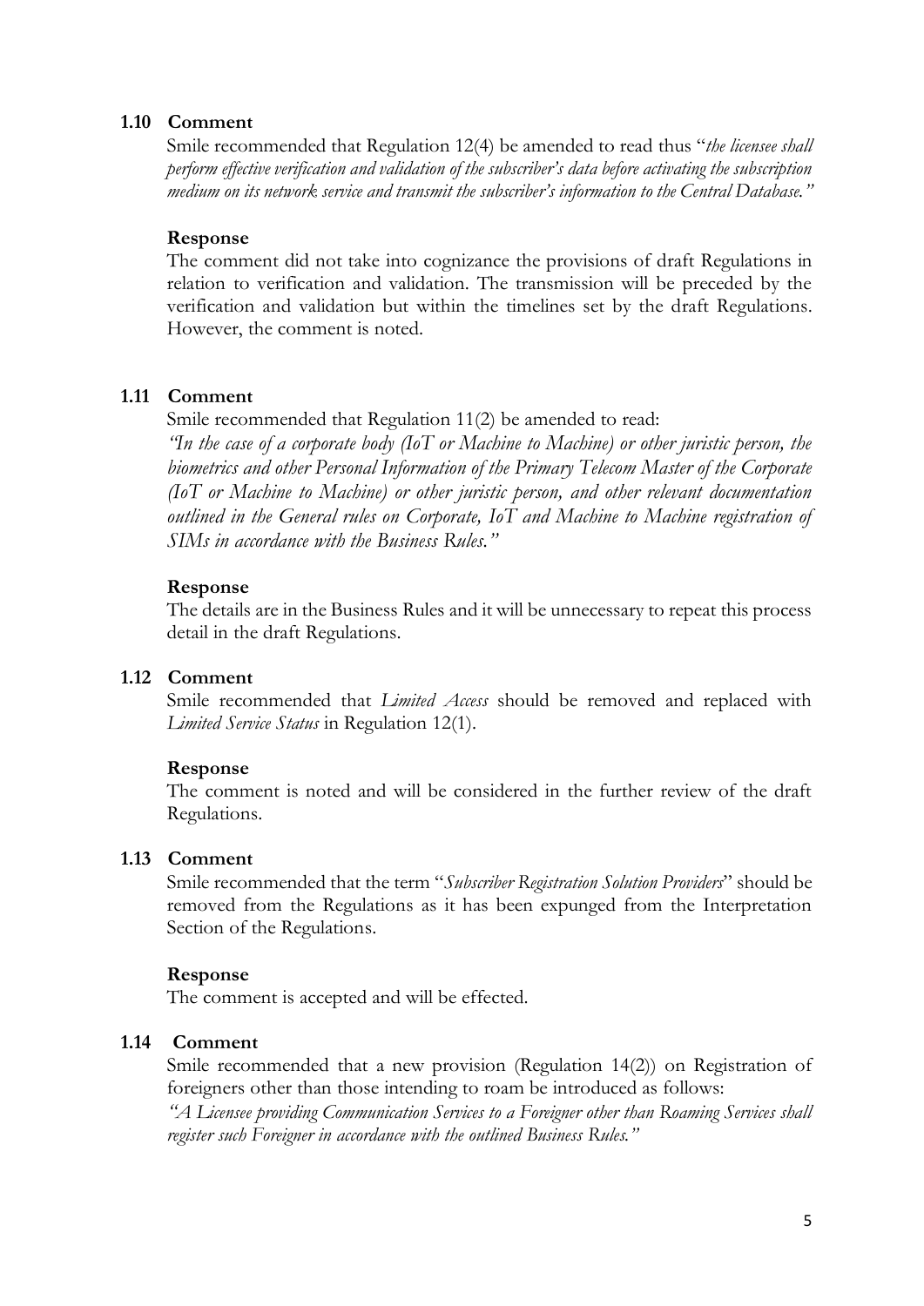### 1.10 Comment

Smile recommended that Regulation 12(4) be amended to read thus "*the licensee shall perform effective verification and validation of the subscriber's data before activating the subscription medium on its network service and transmit the subscriber's information to the Central Database.*"

**Response**

The comment did not take into cognizance the provisions of draft Regulations in relation to verification and validation. The transmission will be preceded by the verification and validation but within the timelines set by the draft Regulations. However, the comment is noted.

### 1.11 Comment

Smile recommended that Regulation 11(2) be amended to read:

*"In the case of a corporate body (IoT or Machine to Machine) or other juristic person, the biometrics and other Personal Information of the Primary Telecom Master of the Corporate (IoT or Machine to Machine) or other juristic person, and other relevant documentation outlined in the General rules on Corporate, IoT and Machine to Machine registration of SIMs in accordance with the Business Rules."*

**Response**

The details are in the Business Rules and it will be unnecessary to repeat this process detail in the draft Regulations.

### 1.12 Comment

Smile recommended that *Limited Access* should be removed and replaced with *Limited Service Status* in Regulation 12(1).

**Response**

The comment is noted and will be considered in the further review of the draft Regulations.

### 1.13 Comment

Smile recommended that the term "*Subscriber Registration Solution Providers*" should be removed from the Regulations as it has been expunged from the Interpretation Section of the Regulations.

**Response**

The comment is accepted and will be effected.

### 1.14 Comment

Smile recommended that a new provision (Regulation 14(2)) on Registration of foreigners other than those intending to roam be introduced as follows:

*"A Licensee providing Communication Services to a Foreigner other than Roaming Services shall register such Foreigner in accordance with the outlined Business Rules."*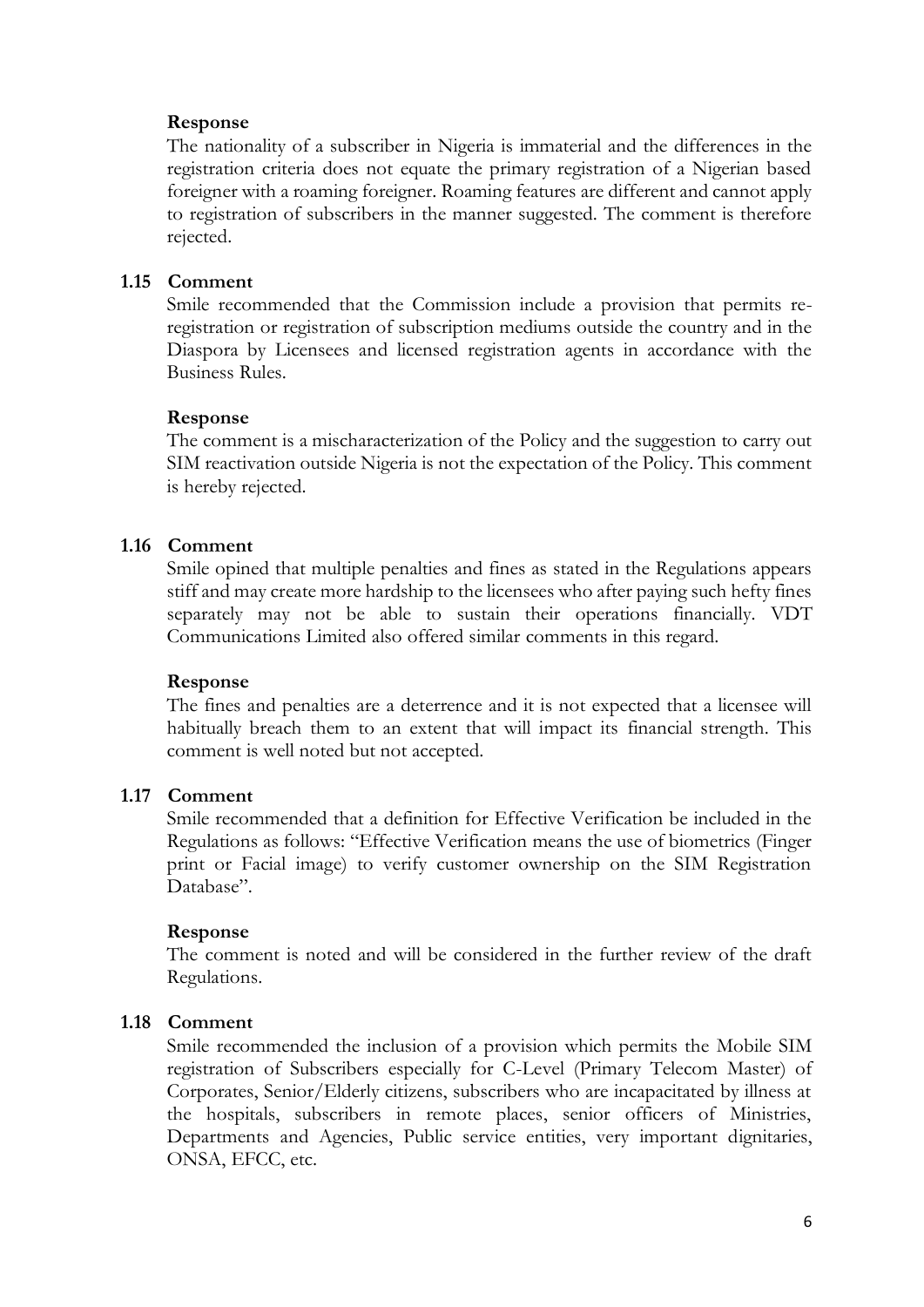**Response**

The nationality of a subscriber in Nigeria is immaterial and the differences in the registration criteria does not equate the primary registration of a Nigerian based foreigner with a roaming foreigner. Roaming features are different and cannot apply to registration of subscribers in the manner suggested. The comment is therefore rejected.

**1.15 Comment**

Smile recommended that the Commission include a provision that permits re-registration or registration of subscription mediums outside the country and in the Diaspora by Licensees and licensed registration agents in accordance with the Business Rules.

**Response**

The comment is a mischaracterization of the Policy and the suggestion to carry out SIM reactivation outside Nigeria is not the expectation of the Policy. This comment is hereby rejected.

**1.16 Comment**

Smile opined that multiple penalties and fines as stated in the Regulations appears stiff and may create more hardship to the licensees who after paying such hefty fines separately may not be able to sustain their operations financially. VDT Communications Limited also offered similar comments in this regard.

**Response**

The fines and penalties are a deterrence and it is not expected that a licensee will habitually breach them to an extent that will impact its financial strength. This comment is well noted but not accepted.

**1.17 Comment**

Smile recommended that a definition for Effective Verification be included in the Regulations as follows: "Effective Verification means the use of biometrics (Finger print or Facial image) to verify customer ownership on the SIM Registration Database".

**Response**

The comment is noted and will be considered in the further review of the draft Regulations.

**1.18 Comment**

Smile recommended the inclusion of a provision which permits the Mobile SIM registration of Subscribers especially for C-Level (Primary Telecom Master) of Corporates, Senior/Elderly citizens, subscribers who are incapacitated by illness at the hospitals, subscribers in remote places, senior officers of Ministries, Departments and Agencies, Public service entities, very important dignitaries, ONSA, EFCC, etc.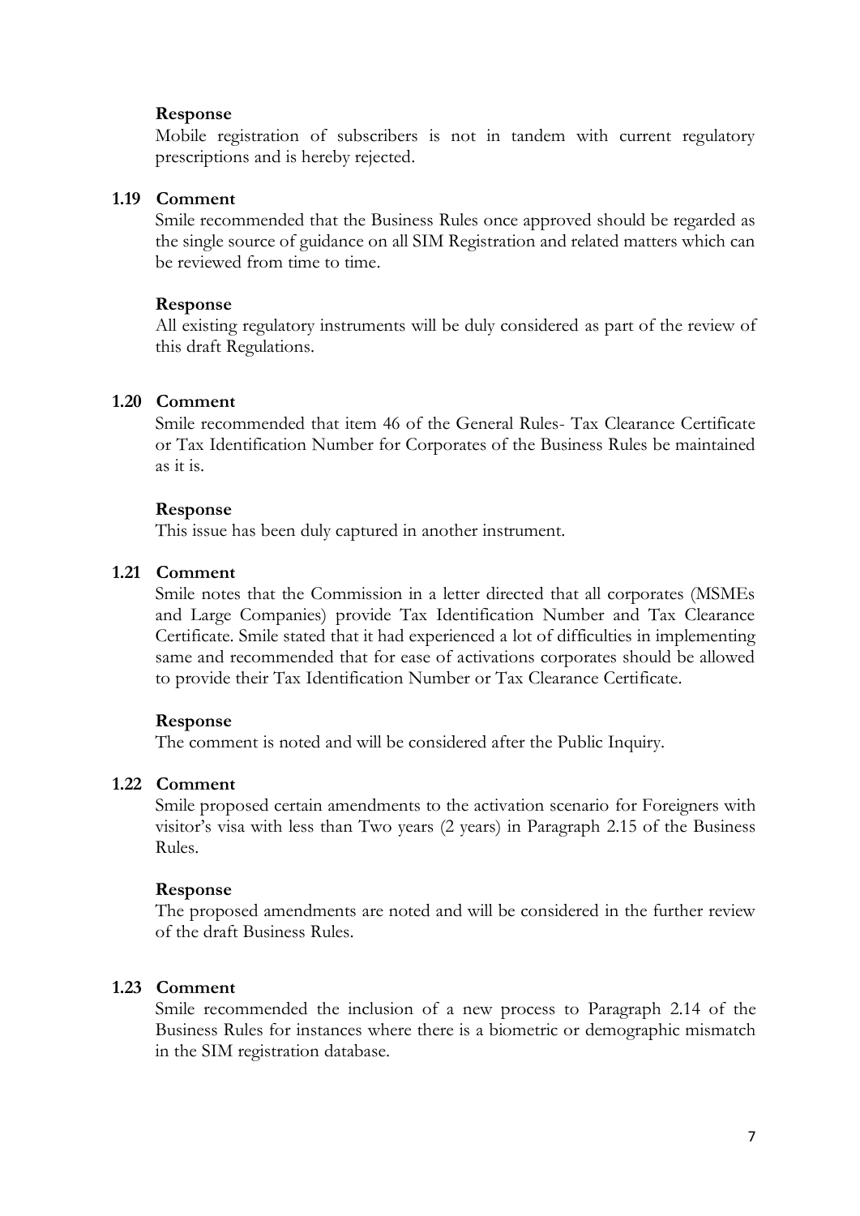**Response**

Mobile registration of subscribers is not in tandem with current regulatory prescriptions and is hereby rejected.

**1.19 Comment**

Smile recommended that the Business Rules once approved should be regarded as the single source of guidance on all SIM Registration and related matters which can be reviewed from time to time.

**Response**

All existing regulatory instruments will be duly considered as part of the review of this draft Regulations.

**1.20 Comment**

Smile recommended that item 46 of the General Rules- Tax Clearance Certificate or Tax Identification Number for Corporates of the Business Rules be maintained as it is.

**Response**

This issue has been duly captured in another instrument.

**1.21 Comment**

Smile notes that the Commission in a letter directed that all corporates (MSMEs and Large Companies) provide Tax Identification Number and Tax Clearance Certificate. Smile stated that it had experienced a lot of difficulties in implementing same and recommended that for ease of activations corporates should be allowed to provide their Tax Identification Number or Tax Clearance Certificate.

**Response**

The comment is noted and will be considered after the Public Inquiry.

**1.22 Comment**

Smile proposed certain amendments to the activation scenario for Foreigners with visitor's visa with less than Two years (2 years) in Paragraph 2.15 of the Business Rules.

**Response**

The proposed amendments are noted and will be considered in the further review of the draft Business Rules.

**1.23 Comment**

Smile recommended the inclusion of a new process to Paragraph 2.14 of the Business Rules for instances where there is a biometric or demographic mismatch in the SIM registration database.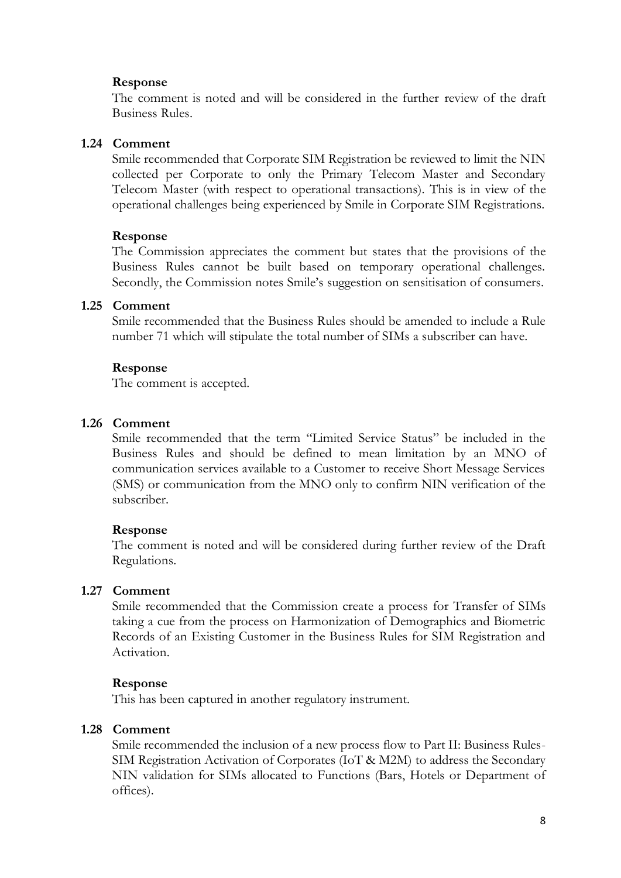**Response**

The comment is noted and will be considered in the further review of the draft Business Rules.

**1.24 Comment**

Smile recommended that Corporate SIM Registration be reviewed to limit the NIN collected per Corporate to only the Primary Telecom Master and Secondary Telecom Master (with respect to operational transactions). This is in view of the operational challenges being experienced by Smile in Corporate SIM Registrations.

**Response**

The Commission appreciates the comment but states that the provisions of the Business Rules cannot be built based on temporary operational challenges. Secondly, the Commission notes Smile's suggestion on sensitisation of consumers.

**1.25 Comment**

Smile recommended that the Business Rules should be amended to include a Rule number 71 which will stipulate the total number of SIMs a subscriber can have.

**Response**

The comment is accepted.

**1.26 Comment**

Smile recommended that the term "Limited Service Status" be included in the Business Rules and should be defined to mean limitation by an MNO of communication services available to a Customer to receive Short Message Services (SMS) or communication from the MNO only to confirm NIN verification of the subscriber.

**Response**

The comment is noted and will be considered during further review of the Draft Regulations.

**1.27 Comment**

Smile recommended that the Commission create a process for Transfer of SIMs taking a cue from the process on Harmonization of Demographics and Biometric Records of an Existing Customer in the Business Rules for SIM Registration and Activation.

**Response**

This has been captured in another regulatory instrument.

**1.28 Comment**

Smile recommended the inclusion of a new process flow to Part II: Business Rules-SIM Registration Activation of Corporates (IoT & M2M) to address the Secondary NIN validation for SIMs allocated to Functions (Bars, Hotels or Department of offices).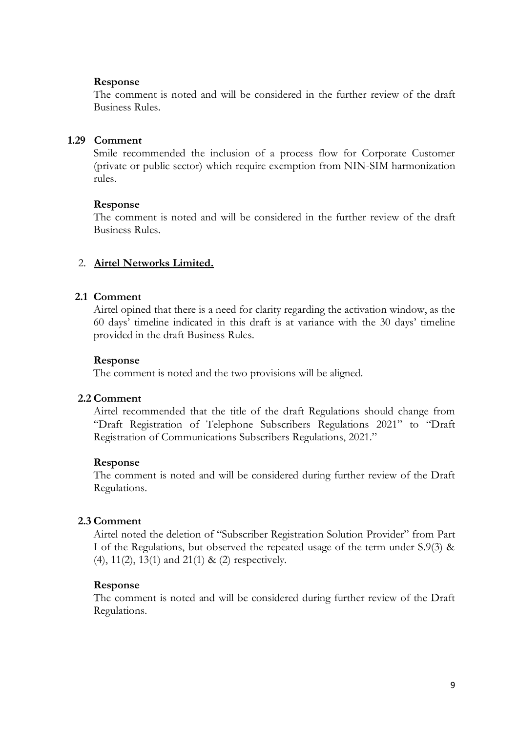**Response**

The comment is noted and will be considered in the further review of the draft Business Rules.

**1.29 Comment**

Smile recommended the inclusion of a process flow for Corporate Customer (private or public sector) which require exemption from NIN-SIM harmonization rules.

**Response**

The comment is noted and will be considered in the further review of the draft Business Rules.

## 2. **Airtel Networks Limited.**

**2.1 Comment**

Airtel opined that there is a need for clarity regarding the activation window, as the 60 days' timeline indicated in this draft is at variance with the 30 days' timeline provided in the draft Business Rules.

**Response**

The comment is noted and the two provisions will be aligned.

**2.2 Comment**

Airtel recommended that the title of the draft Regulations should change from "Draft Registration of Telephone Subscribers Regulations 2021" to "Draft Registration of Communications Subscribers Regulations, 2021."

**Response**

The comment is noted and will be considered during further review of the Draft Regulations.

**2.3 Comment**

Airtel noted the deletion of "Subscriber Registration Solution Provider" from Part I of the Regulations, but observed the repeated usage of the term under S.9(3) & (4), 11(2), 13(1) and 21(1) & (2) respectively.

**Response**

The comment is noted and will be considered during further review of the Draft Regulations.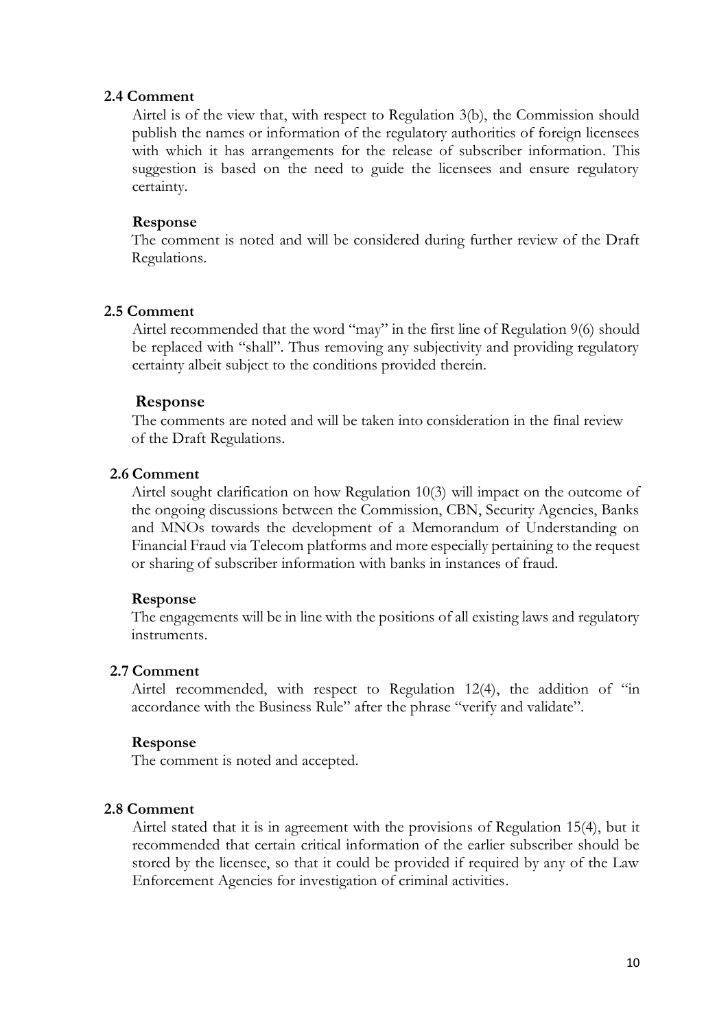**2.4 Comment**

Airtel is of the view that, with respect to Regulation 3(b), the Commission should publish the names or information of the regulatory authorities of foreign licensees with which it has arrangements for the release of subscriber information. This suggestion is based on the need to guide the licensees and ensure regulatory certainty.

**Response**

The comment is noted and will be considered during further review of the Draft Regulations.

**2.5 Comment**

Airtel recommended that the word "may" in the first line of Regulation 9(6) should be replaced with "shall". Thus removing any subjectivity and providing regulatory certainty albeit subject to the conditions provided therein.

**Response**

The comments are noted and will be taken into consideration in the final review of the Draft Regulations.

**2.6 Comment**

Airtel sought clarification on how Regulation 10(3) will impact on the outcome of the ongoing discussions between the Commission, CBN, Security Agencies, Banks and MNOs towards the development of a Memorandum of Understanding on Financial Fraud via Telecom platforms and more especially pertaining to the request or sharing of subscriber information with banks in instances of fraud.

**Response**

The engagements will be in line with the positions of all existing laws and regulatory instruments.

**2.7 Comment**

Airtel recommended, with respect to Regulation 12(4), the addition of "in accordance with the Business Rule" after the phrase "verify and validate".

**Response**

The comment is noted and accepted.

**2.8 Comment**

Airtel stated that it is in agreement with the provisions of Regulation 15(4), but it recommended that certain critical information of the earlier subscriber should be stored by the licensee, so that it could be provided if required by any of the Law Enforcement Agencies for investigation of criminal activities.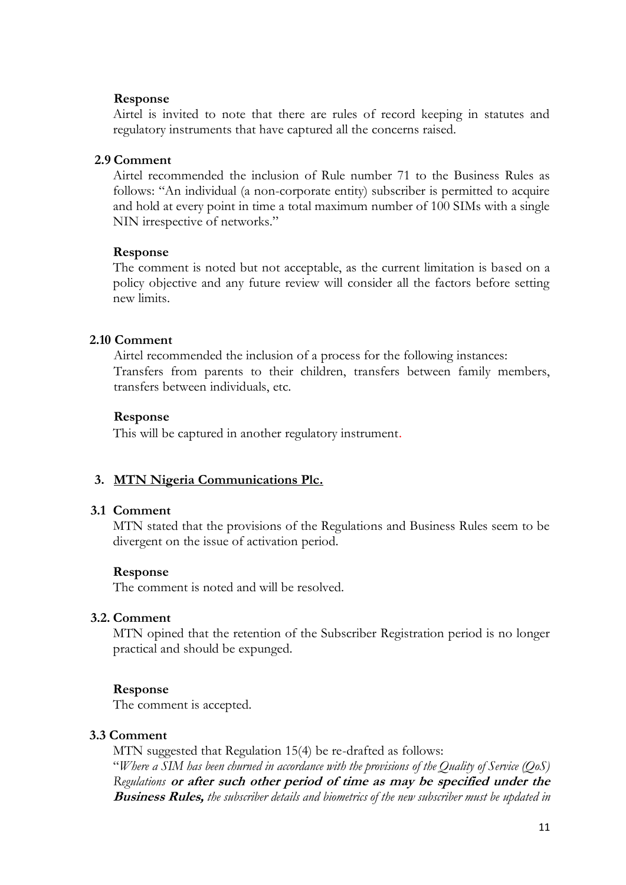**Response**

Airtel is invited to note that there are rules of record keeping in statutes and regulatory instruments that have captured all the concerns raised.

**2.9 Comment**

Airtel recommended the inclusion of Rule number 71 to the Business Rules as follows: "An individual (a non-corporate entity) subscriber is permitted to acquire and hold at every point in time a total maximum number of 100 SIMs with a single NIN irrespective of networks."

**Response**

The comment is noted but not acceptable, as the current limitation is based on a policy objective and any future review will consider all the factors before setting new limits.

**2.10 Comment**

Airtel recommended the inclusion of a process for the following instances:
Transfers from parents to their children, transfers between family members, transfers between individuals, etc.

**Response**

This will be captured in another regulatory instrument.

## 3. <u>MTN Nigeria Communications Plc.</u>

**3.1 Comment**

MTN stated that the provisions of the Regulations and Business Rules seem to be divergent on the issue of activation period.

**Response**

The comment is noted and will be resolved.

**3.2. Comment**

MTN opined that the retention of the Subscriber Registration period is no longer practical and should be expunged.

**Response**

The comment is accepted.

**3.3 Comment**

MTN suggested that Regulation 15(4) be re-drafted as follows:
"*Where a SIM has been churned in accordance with the provisions of the Quality of Service (QoS) Regulations* ***or after such other period of time as may be specified under the Business Rules,*** *the subscriber details and biometrics of the new subscriber must be updated in*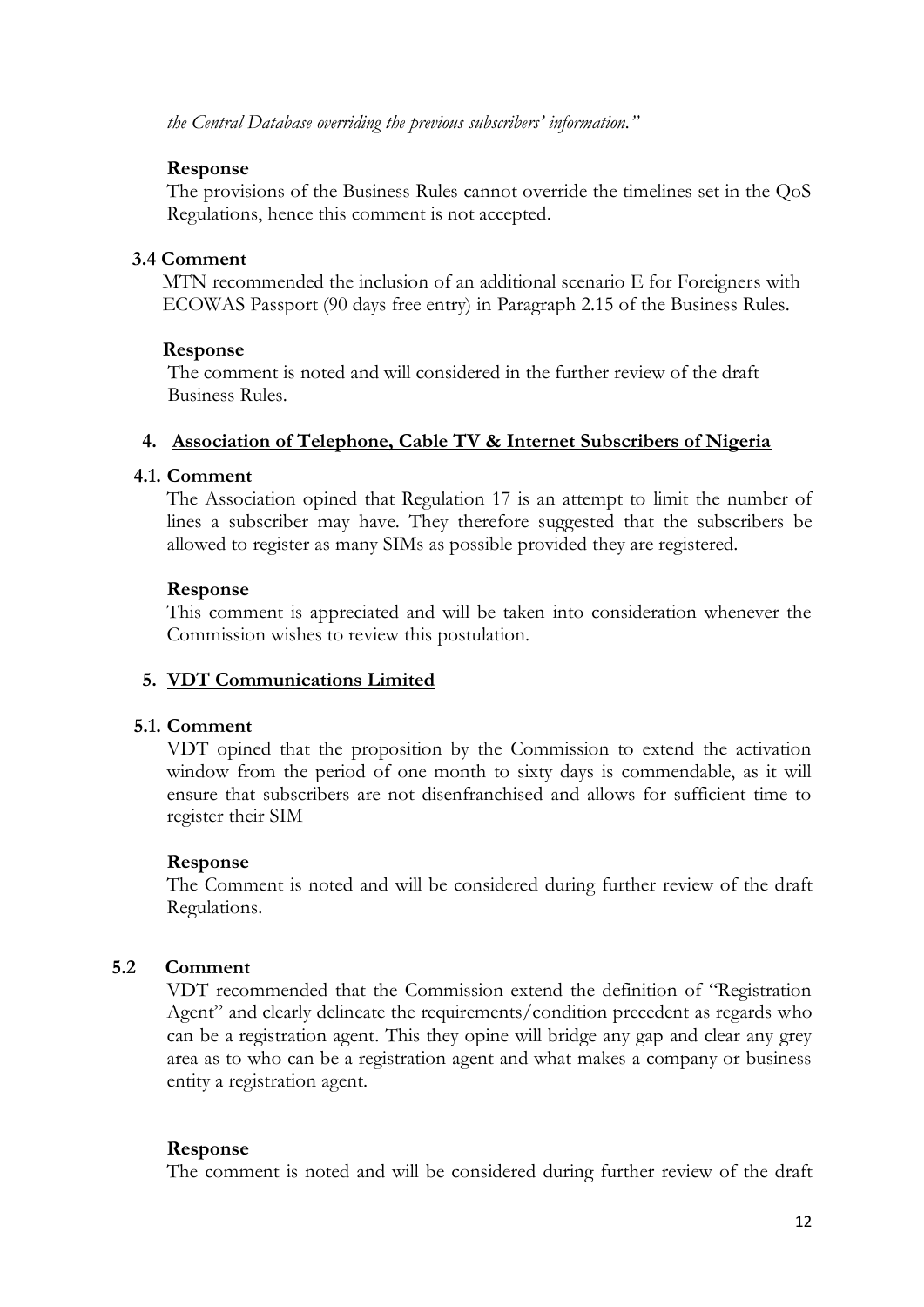*the Central Database overriding the previous subscribers' information."*

**Response**

The provisions of the Business Rules cannot override the timelines set in the QoS Regulations, hence this comment is not accepted.

**3.4 Comment**

MTN recommended the inclusion of an additional scenario E for Foreigners with ECOWAS Passport (90 days free entry) in Paragraph 2.15 of the Business Rules.

**Response**

The comment is noted and will considered in the further review of the draft Business Rules.

## 4. <u>Association of Telephone, Cable TV & Internet Subscribers of Nigeria</u>

**4.1. Comment**

The Association opined that Regulation 17 is an attempt to limit the number of lines a subscriber may have. They therefore suggested that the subscribers be allowed to register as many SIMs as possible provided they are registered.

**Response**

This comment is appreciated and will be taken into consideration whenever the Commission wishes to review this postulation.

## 5. <u>VDT Communications Limited</u>

**5.1. Comment**

VDT opined that the proposition by the Commission to extend the activation window from the period of one month to sixty days is commendable, as it will ensure that subscribers are not disenfranchised and allows for sufficient time to register their SIM

**Response**

The Comment is noted and will be considered during further review of the draft Regulations.

**5.2 Comment**

VDT recommended that the Commission extend the definition of "Registration Agent" and clearly delineate the requirements/condition precedent as regards who can be a registration agent. This they opine will bridge any gap and clear any grey area as to who can be a registration agent and what makes a company or business entity a registration agent.

**Response**

The comment is noted and will be considered during further review of the draft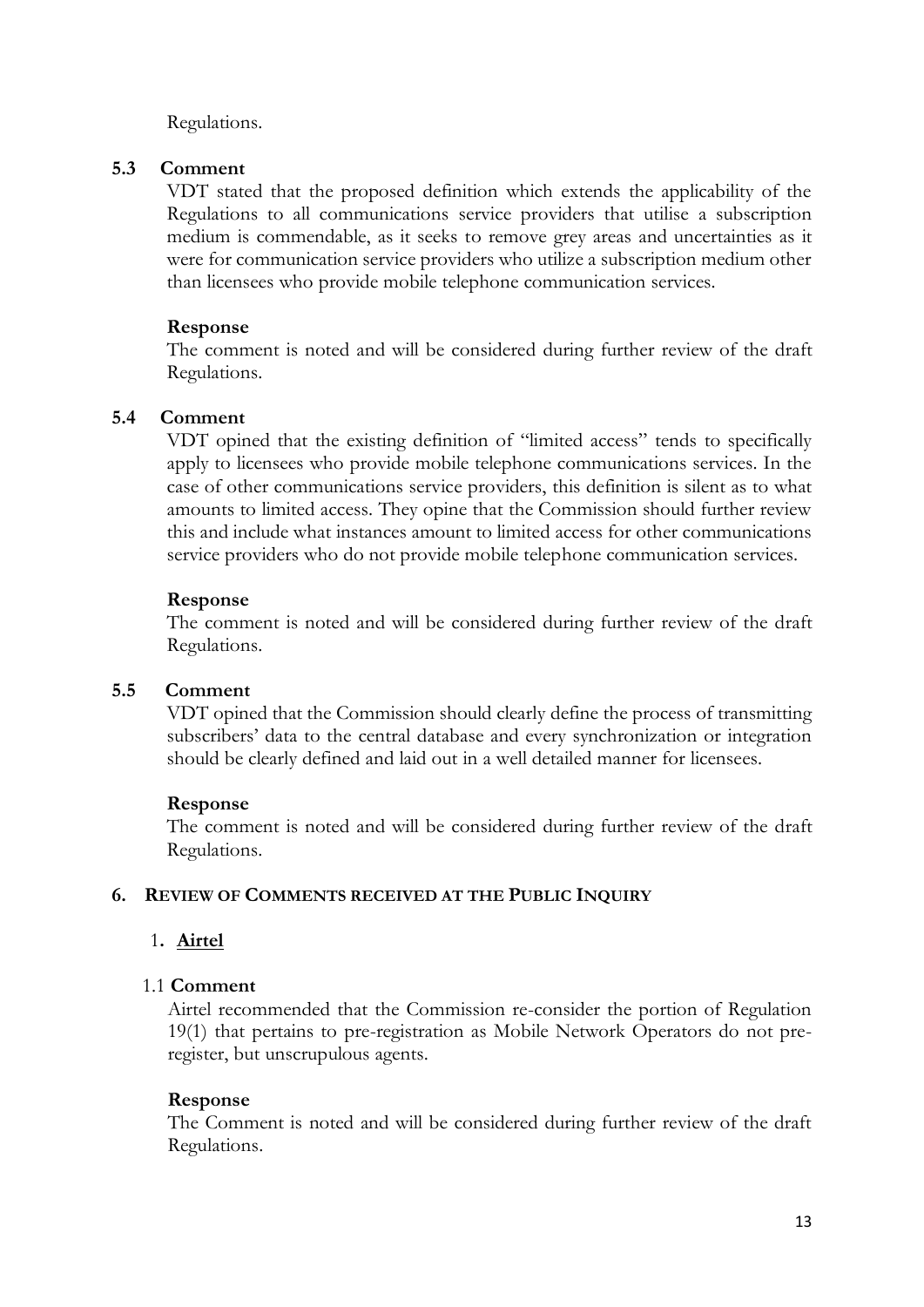Regulations.

**5.3 Comment**

VDT stated that the proposed definition which extends the applicability of the Regulations to all communications service providers that utilise a subscription medium is commendable, as it seeks to remove grey areas and uncertainties as it were for communication service providers who utilize a subscription medium other than licensees who provide mobile telephone communication services.

**Response**

The comment is noted and will be considered during further review of the draft Regulations.

**5.4 Comment**

VDT opined that the existing definition of "limited access" tends to specifically apply to licensees who provide mobile telephone communications services. In the case of other communications service providers, this definition is silent as to what amounts to limited access. They opine that the Commission should further review this and include what instances amount to limited access for other communications service providers who do not provide mobile telephone communication services.

**Response**

The comment is noted and will be considered during further review of the draft Regulations.

**5.5 Comment**

VDT opined that the Commission should clearly define the process of transmitting subscribers' data to the central database and every synchronization or integration should be clearly defined and laid out in a well detailed manner for licensees.

**Response**

The comment is noted and will be considered during further review of the draft Regulations.

## 6. REVIEW OF COMMENTS RECEIVED AT THE PUBLIC INQUIRY

### 1. **Airtel**

1.1 **Comment**

Airtel recommended that the Commission re-consider the portion of Regulation 19(1) that pertains to pre-registration as Mobile Network Operators do not pre-register, but unscrupulous agents.

**Response**

The Comment is noted and will be considered during further review of the draft Regulations.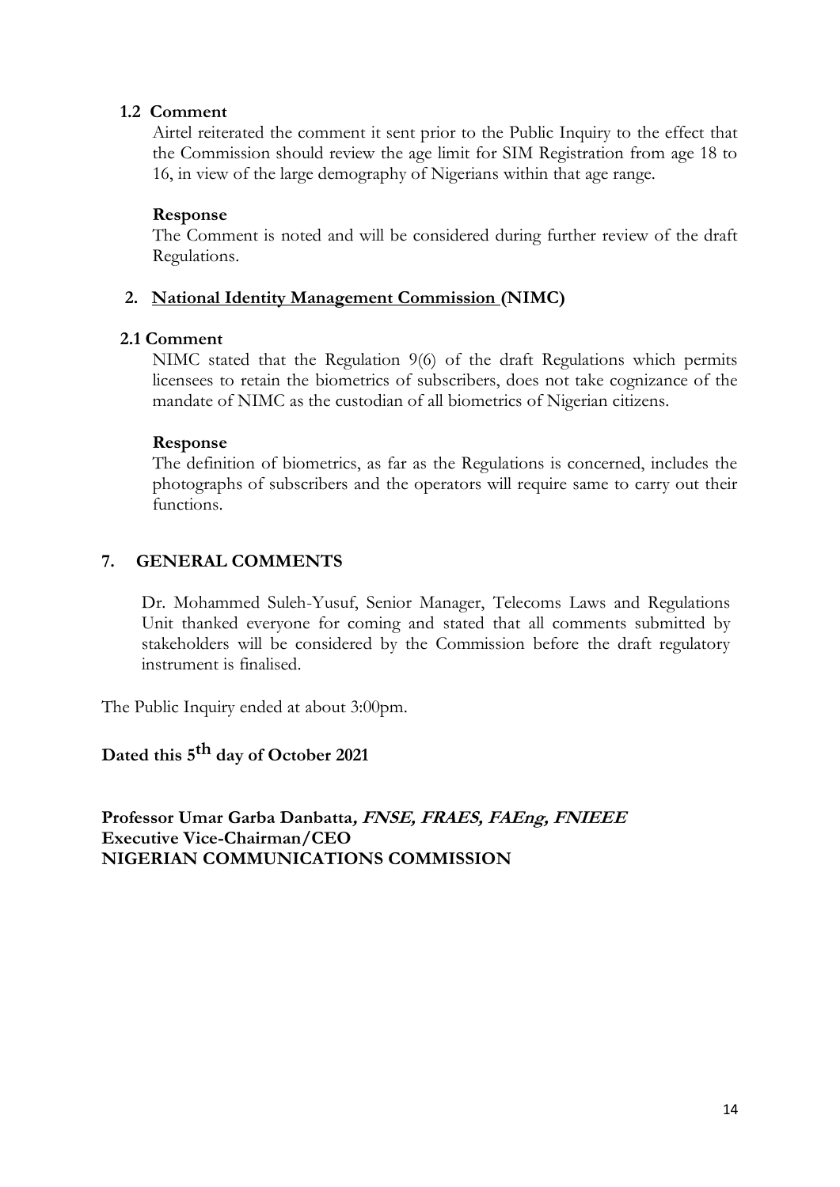**1.2 Comment**

Airtel reiterated the comment it sent prior to the Public Inquiry to the effect that the Commission should review the age limit for SIM Registration from age 18 to 16, in view of the large demography of Nigerians within that age range.

**Response**

The Comment is noted and will be considered during further review of the draft Regulations.

## 2. National Identity Management Commission (NIMC)

**2.1 Comment**

NIMC stated that the Regulation 9(6) of the draft Regulations which permits licensees to retain the biometrics of subscribers, does not take cognizance of the mandate of NIMC as the custodian of all biometrics of Nigerian citizens.

**Response**

The definition of biometrics, as far as the Regulations is concerned, includes the photographs of subscribers and the operators will require same to carry out their functions.

## 7. GENERAL COMMENTS

Dr. Mohammed Suleh-Yusuf, Senior Manager, Telecoms Laws and Regulations Unit thanked everyone for coming and stated that all comments submitted by stakeholders will be considered by the Commission before the draft regulatory instrument is finalised.

The Public Inquiry ended at about 3:00pm.

**Dated this 5th day of October 2021**

**Professor Umar Garba Danbatta*, FNSE, FRAES, FAEng, FNIEEE***
**Executive Vice-Chairman/CEO**
**NIGERIAN COMMUNICATIONS COMMISSION**